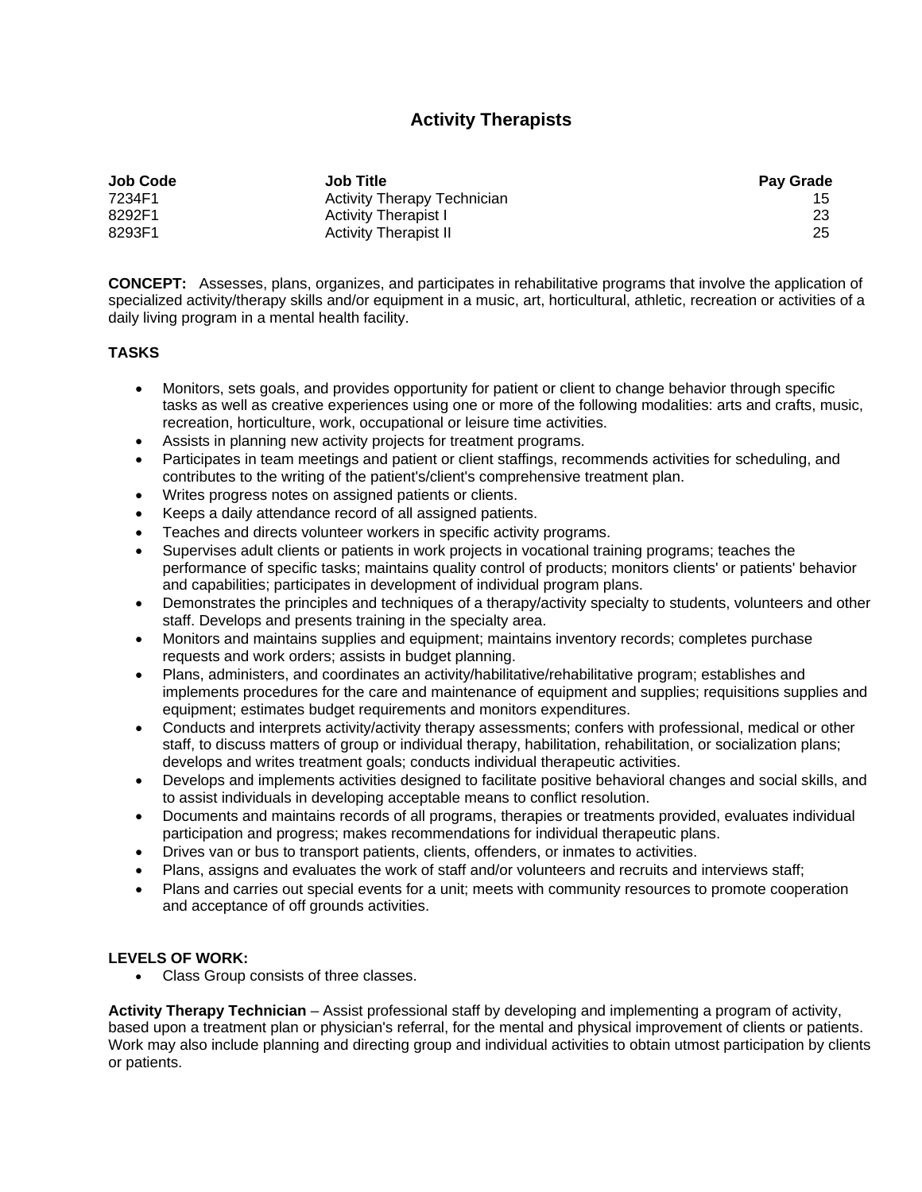# Activity Therapists

| Job Code | Job Title | Pay Grade |
|---|---|---|
| 7234F1 | Activity Therapy Technician | 15 |
| 8292F1 | Activity Therapist I | 23 |
| 8293F1 | Activity Therapist II | 25 |

**CONCEPT:** Assesses, plans, organizes, and participates in rehabilitative programs that involve the application of specialized activity/therapy skills and/or equipment in a music, art, horticultural, athletic, recreation or activities of a daily living program in a mental health facility.

**TASKS**

- Monitors, sets goals, and provides opportunity for patient or client to change behavior through specific tasks as well as creative experiences using one or more of the following modalities: arts and crafts, music, recreation, horticulture, work, occupational or leisure time activities.
- Assists in planning new activity projects for treatment programs.
- Participates in team meetings and patient or client staffings, recommends activities for scheduling, and contributes to the writing of the patient's/client's comprehensive treatment plan.
- Writes progress notes on assigned patients or clients.
- Keeps a daily attendance record of all assigned patients.
- Teaches and directs volunteer workers in specific activity programs.
- Supervises adult clients or patients in work projects in vocational training programs; teaches the performance of specific tasks; maintains quality control of products; monitors clients' or patients' behavior and capabilities; participates in development of individual program plans.
- Demonstrates the principles and techniques of a therapy/activity specialty to students, volunteers and other staff. Develops and presents training in the specialty area.
- Monitors and maintains supplies and equipment; maintains inventory records; completes purchase requests and work orders; assists in budget planning.
- Plans, administers, and coordinates an activity/habilitative/rehabilitative program; establishes and implements procedures for the care and maintenance of equipment and supplies; requisitions supplies and equipment; estimates budget requirements and monitors expenditures.
- Conducts and interprets activity/activity therapy assessments; confers with professional, medical or other staff, to discuss matters of group or individual therapy, habilitation, rehabilitation, or socialization plans; develops and writes treatment goals; conducts individual therapeutic activities.
- Develops and implements activities designed to facilitate positive behavioral changes and social skills, and to assist individuals in developing acceptable means to conflict resolution.
- Documents and maintains records of all programs, therapies or treatments provided, evaluates individual participation and progress; makes recommendations for individual therapeutic plans.
- Drives van or bus to transport patients, clients, offenders, or inmates to activities.
- Plans, assigns and evaluates the work of staff and/or volunteers and recruits and interviews staff;
- Plans and carries out special events for a unit; meets with community resources to promote cooperation and acceptance of off grounds activities.

**LEVELS OF WORK:**

- Class Group consists of three classes.

**Activity Therapy Technician** – Assist professional staff by developing and implementing a program of activity, based upon a treatment plan or physician's referral, for the mental and physical improvement of clients or patients. Work may also include planning and directing group and individual activities to obtain utmost participation by clients or patients.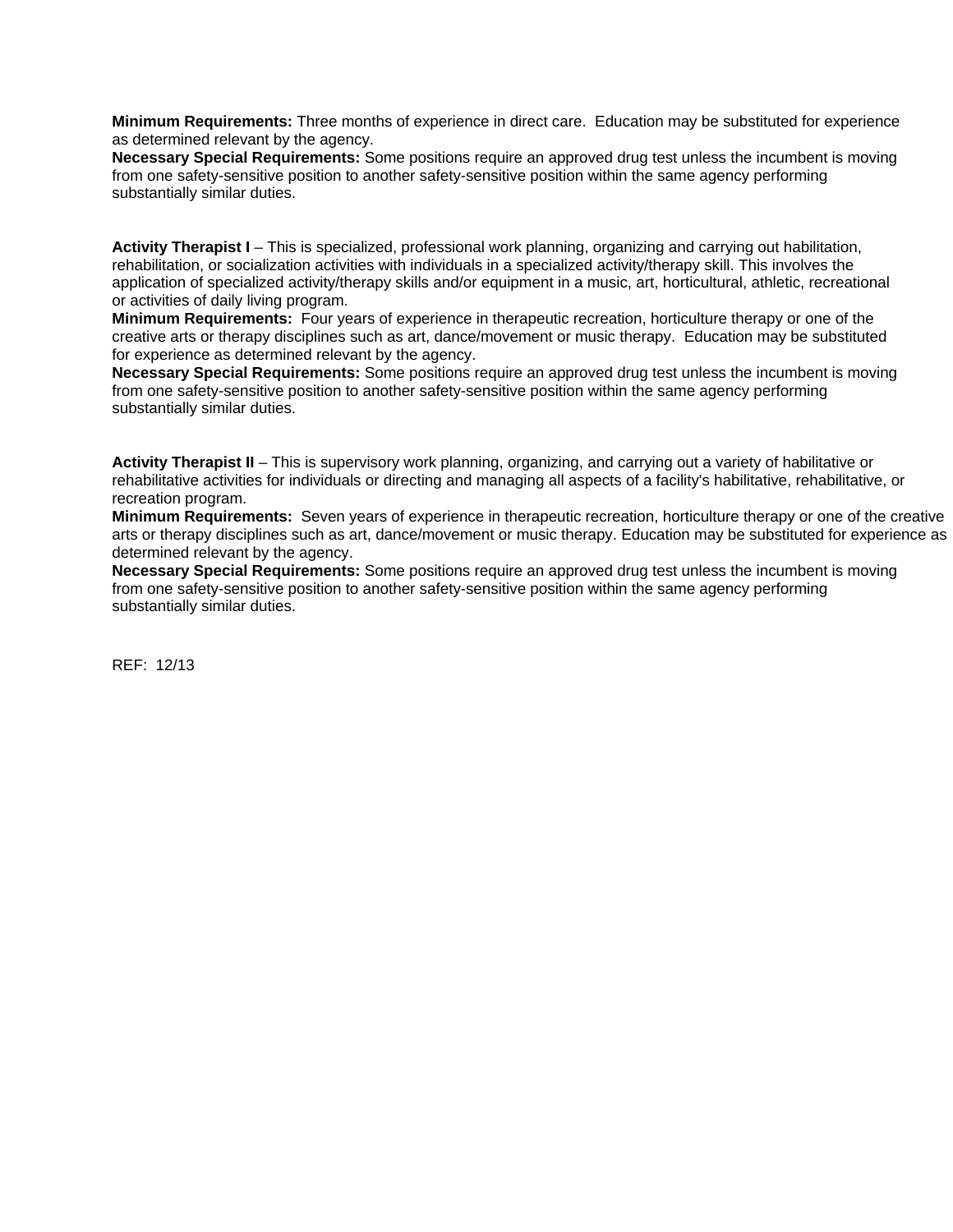**Minimum Requirements:** Three months of experience in direct care.  Education may be substituted for experience as determined relevant by the agency.
**Necessary Special Requirements:** Some positions require an approved drug test unless the incumbent is moving from one safety-sensitive position to another safety-sensitive position within the same agency performing substantially similar duties.

**Activity Therapist I** – This is specialized, professional work planning, organizing and carrying out habilitation, rehabilitation, or socialization activities with individuals in a specialized activity/therapy skill. This involves the application of specialized activity/therapy skills and/or equipment in a music, art, horticultural, athletic, recreational or activities of daily living program.
**Minimum Requirements:** Four years of experience in therapeutic recreation, horticulture therapy or one of the creative arts or therapy disciplines such as art, dance/movement or music therapy.  Education may be substituted for experience as determined relevant by the agency.
**Necessary Special Requirements:** Some positions require an approved drug test unless the incumbent is moving from one safety-sensitive position to another safety-sensitive position within the same agency performing substantially similar duties.

**Activity Therapist II** – This is supervisory work planning, organizing, and carrying out a variety of habilitative or rehabilitative activities for individuals or directing and managing all aspects of a facility's habilitative, rehabilitative, or recreation program.
**Minimum Requirements:** Seven years of experience in therapeutic recreation, horticulture therapy or one of the creative arts or therapy disciplines such as art, dance/movement or music therapy. Education may be substituted for experience as determined relevant by the agency.
**Necessary Special Requirements:** Some positions require an approved drug test unless the incumbent is moving from one safety-sensitive position to another safety-sensitive position within the same agency performing substantially similar duties.

REF: 12/13